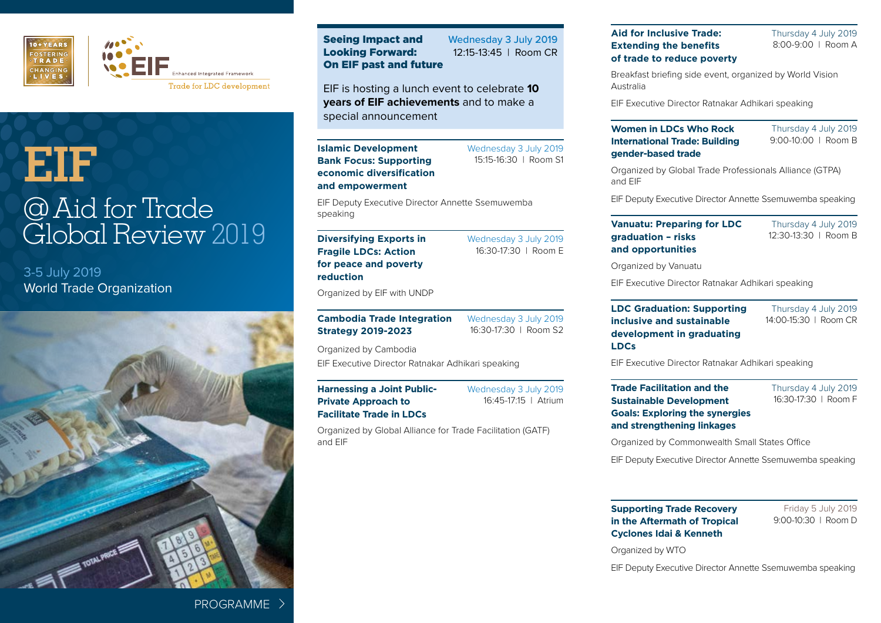10+ YEARS FOSTERING TRADE CHANGING LIVES

EIF Enhanced Integrated Framework

Trade for LDC development

# EIF @ Aid for Trade Global Review 2019

3-5 July 2019
World Trade Organization

PROGRAMME

### Seeing Impact and Looking Forward: On EIF past and future

Wednesday 3 July 2019
12:15-13:45 | Room CR

EIF is hosting a lunch event to celebrate **10 years of EIF achievements** and to make a special announcement

### Islamic Development Bank Focus: Supporting economic diversification and empowerment

Wednesday 3 July 2019
15:15-16:30 | Room S1

EIF Deputy Executive Director Annette Ssemuwemba speaking

### Diversifying Exports in Fragile LDCs: Action for peace and poverty reduction

Wednesday 3 July 2019
16:30-17:30 | Room E

Organized by EIF with UNDP

### Cambodia Trade Integration Strategy 2019-2023

Wednesday 3 July 2019
16:30-17:30 | Room S2

Organized by Cambodia

EIF Executive Director Ratnakar Adhikari speaking

### Harnessing a Joint Public-Private Approach to Facilitate Trade in LDCs

Wednesday 3 July 2019
16:45-17:15 | Atrium

Organized by Global Alliance for Trade Facilitation (GATF) and EIF

### Aid for Inclusive Trade: Extending the benefits of trade to reduce poverty

Thursday 4 July 2019
8:00-9:00 | Room A

Breakfast briefing side event, organized by World Vision Australia

EIF Executive Director Ratnakar Adhikari speaking

### Women in LDCs Who Rock International Trade: Building gender-based trade

Thursday 4 July 2019
9:00-10:00 | Room B

Organized by Global Trade Professionals Alliance (GTPA) and EIF

EIF Deputy Executive Director Annette Ssemuwemba speaking

### Vanuatu: Preparing for LDC graduation – risks and opportunities

Thursday 4 July 2019
12:30-13:30 | Room B

Organized by Vanuatu

EIF Executive Director Ratnakar Adhikari speaking

### LDC Graduation: Supporting inclusive and sustainable development in graduating LDCs

Thursday 4 July 2019
14:00-15:30 | Room CR

EIF Executive Director Ratnakar Adhikari speaking

### Trade Facilitation and the Sustainable Development Goals: Exploring the synergies and strengthening linkages

Thursday 4 July 2019
16:30-17:30 | Room F

Organized by Commonwealth Small States Office

EIF Deputy Executive Director Annette Ssemuwemba speaking

### Supporting Trade Recovery in the Aftermath of Tropical Cyclones Idai & Kenneth

Friday 5 July 2019
9:00-10:30 | Room D

Organized by WTO

EIF Deputy Executive Director Annette Ssemuwemba speaking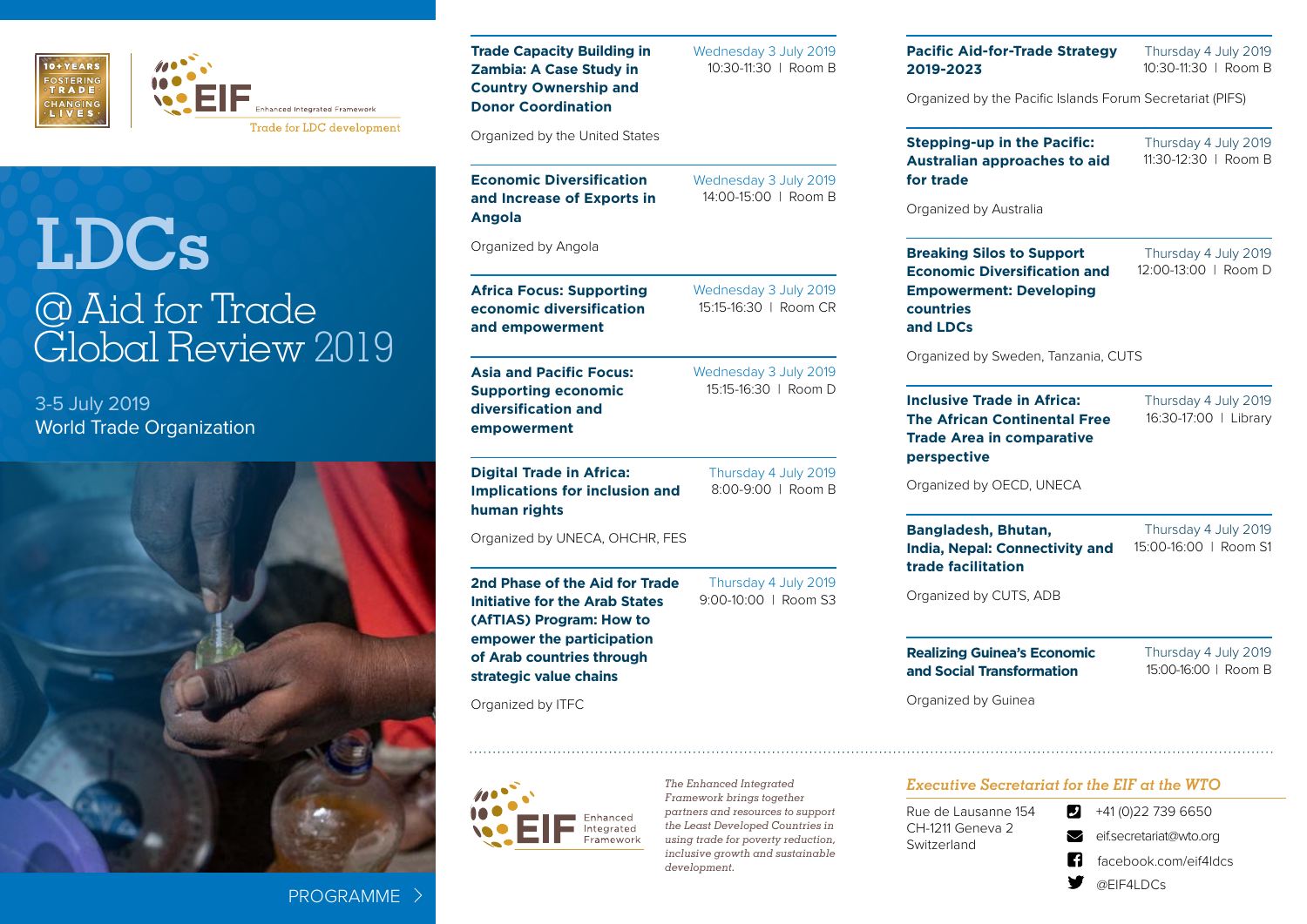10+ YEARS FOSTERING TRADE CHANGING LIVES

EIF Enhanced Integrated Framework

Trade for LDC development

# LDCs

## @Aid for Trade Global Review 2019

3-5 July 2019
World Trade Organization

PROGRAMME >

**Trade Capacity Building in Zambia: A Case Study in Country Ownership and Donor Coordination**
Wednesday 3 July 2019
10:30-11:30 | Room B

Organized by the United States

**Economic Diversification and Increase of Exports in Angola**
Wednesday 3 July 2019
14:00-15:00 | Room B

Organized by Angola

**Africa Focus: Supporting economic diversification and empowerment**
Wednesday 3 July 2019
15:15-16:30 | Room CR

**Asia and Pacific Focus: Supporting economic diversification and empowerment**
Wednesday 3 July 2019
15:15-16:30 | Room D

**Digital Trade in Africa: Implications for inclusion and human rights**
Thursday 4 July 2019
8:00-9:00 | Room B

Organized by UNECA, OHCHR, FES

**2nd Phase of the Aid for Trade Initiative for the Arab States (AfTIAS) Program: How to empower the participation of Arab countries through strategic value chains**
Thursday 4 July 2019
9:00-10:00 | Room S3

Organized by ITFC

**Pacific Aid-for-Trade Strategy 2019-2023**
Thursday 4 July 2019
10:30-11:30 | Room B

Organized by the Pacific Islands Forum Secretariat (PIFS)

**Stepping-up in the Pacific: Australian approaches to aid for trade**
Thursday 4 July 2019
11:30-12:30 | Room B

Organized by Australia

**Breaking Silos to Support Economic Diversification and Empowerment: Developing countries and LDCs**
Thursday 4 July 2019
12:00-13:00 | Room D

Organized by Sweden, Tanzania, CUTS

**Inclusive Trade in Africa: The African Continental Free Trade Area in comparative perspective**
Thursday 4 July 2019
16:30-17:00 | Library

Organized by OECD, UNECA

**Bangladesh, Bhutan, India, Nepal: Connectivity and trade facilitation**
Thursday 4 July 2019
15:00-16:00 | Room S1

Organized by CUTS, ADB

**Realizing Guinea's Economic and Social Transformation**
Thursday 4 July 2019
15:00-16:00 | Room B

Organized by Guinea

EIF Enhanced Integrated Framework

*The Enhanced Integrated Framework brings together partners and resources to support the Least Developed Countries in using trade for poverty reduction, inclusive growth and sustainable development.*

### *Executive Secretariat for the EIF at the WTO*

Rue de Lausanne 154
CH-1211 Geneva 2
Switzerland

+41 (0)22 739 6650
eif.secretariat@wto.org
facebook.com/eif4ldcs
@EIF4LDCs